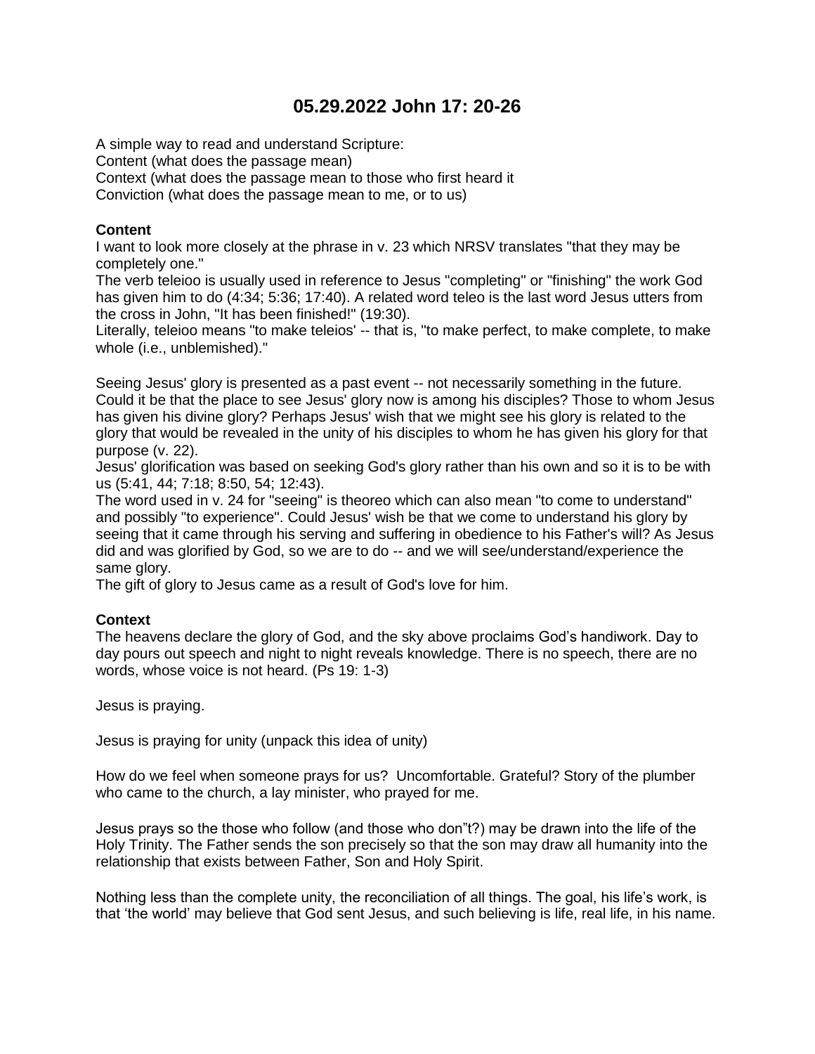# 05.29.2022 John 17: 20-26

A simple way to read and understand Scripture:
Content (what does the passage mean)
Context (what does the passage mean to those who first heard it
Conviction (what does the passage mean to me, or to us)

**Content**

I want to look more closely at the phrase in v. 23 which NRSV translates "that they may be completely one."
The verb teleioo is usually used in reference to Jesus "completing" or "finishing" the work God has given him to do (4:34; 5:36; 17:40). A related word teleo is the last word Jesus utters from the cross in John, "It has been finished!" (19:30).
Literally, teleioo means "to make teleios' -- that is, "to make perfect, to make complete, to make whole (i.e., unblemished)."

Seeing Jesus' glory is presented as a past event -- not necessarily something in the future. Could it be that the place to see Jesus' glory now is among his disciples? Those to whom Jesus has given his divine glory? Perhaps Jesus' wish that we might see his glory is related to the glory that would be revealed in the unity of his disciples to whom he has given his glory for that purpose (v. 22).
Jesus' glorification was based on seeking God's glory rather than his own and so it is to be with us (5:41, 44; 7:18; 8:50, 54; 12:43).
The word used in v. 24 for "seeing" is theoreo which can also mean "to come to understand" and possibly "to experience". Could Jesus' wish be that we come to understand his glory by seeing that it came through his serving and suffering in obedience to his Father's will? As Jesus did and was glorified by God, so we are to do -- and we will see/understand/experience the same glory.
The gift of glory to Jesus came as a result of God's love for him.

**Context**

The heavens declare the glory of God, and the sky above proclaims God's handiwork. Day to day pours out speech and night to night reveals knowledge. There is no speech, there are no words, whose voice is not heard. (Ps 19: 1-3)

Jesus is praying.

Jesus is praying for unity (unpack this idea of unity)

How do we feel when someone prays for us? Uncomfortable. Grateful? Story of the plumber who came to the church, a lay minister, who prayed for me.

Jesus prays so the those who follow (and those who don"t?) may be drawn into the life of the Holy Trinity. The Father sends the son precisely so that the son may draw all humanity into the relationship that exists between Father, Son and Holy Spirit.

Nothing less than the complete unity, the reconciliation of all things. The goal, his life's work, is that 'the world' may believe that God sent Jesus, and such believing is life, real life, in his name.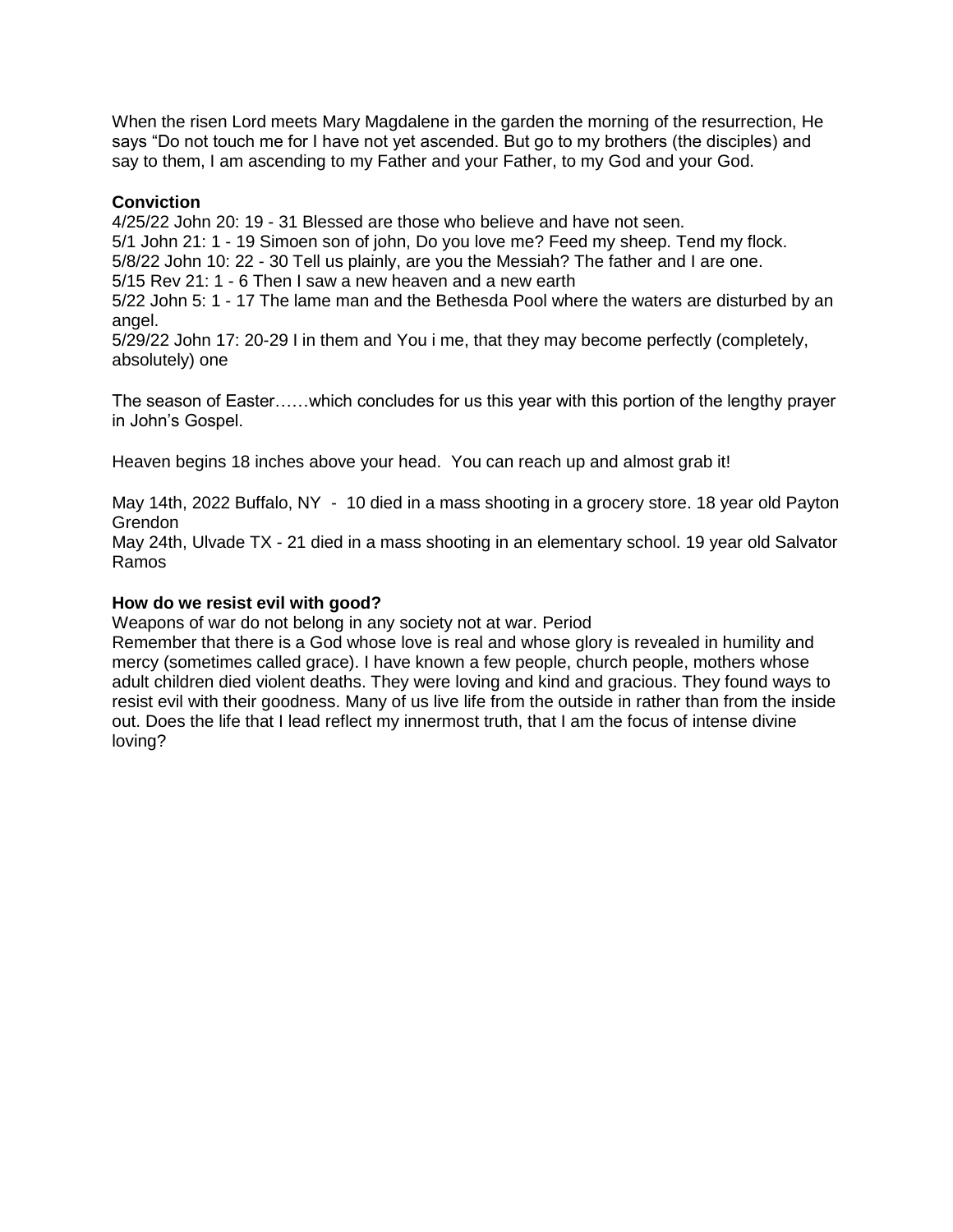When the risen Lord meets Mary Magdalene in the garden the morning of the resurrection, He says "Do not touch me for I have not yet ascended. But go to my brothers (the disciples) and say to them, I am ascending to my Father and your Father, to my God and your God.

**Conviction**

4/25/22 John 20: 19 - 31 Blessed are those who believe and have not seen.
5/1 John 21: 1 - 19 Simoen son of john, Do you love me? Feed my sheep. Tend my flock.
5/8/22 John 10: 22 - 30 Tell us plainly, are you the Messiah? The father and I are one.
5/15 Rev 21: 1 - 6 Then I saw a new heaven and a new earth
5/22 John 5: 1 - 17 The lame man and the Bethesda Pool where the waters are disturbed by an angel.
5/29/22 John 17: 20-29 I in them and You i me, that they may become perfectly (completely, absolutely) one

The season of Easter……which concludes for us this year with this portion of the lengthy prayer in John's Gospel.

Heaven begins 18 inches above your head. You can reach up and almost grab it!

May 14th, 2022 Buffalo, NY - 10 died in a mass shooting in a grocery store. 18 year old Payton Grendon
May 24th, Ulvade TX - 21 died in a mass shooting in an elementary school. 19 year old Salvator Ramos

**How do we resist evil with good?**

Weapons of war do not belong in any society not at war. Period
Remember that there is a God whose love is real and whose glory is revealed in humility and mercy (sometimes called grace). I have known a few people, church people, mothers whose adult children died violent deaths. They were loving and kind and gracious. They found ways to resist evil with their goodness. Many of us live life from the outside in rather than from the inside out. Does the life that I lead reflect my innermost truth, that I am the focus of intense divine loving?